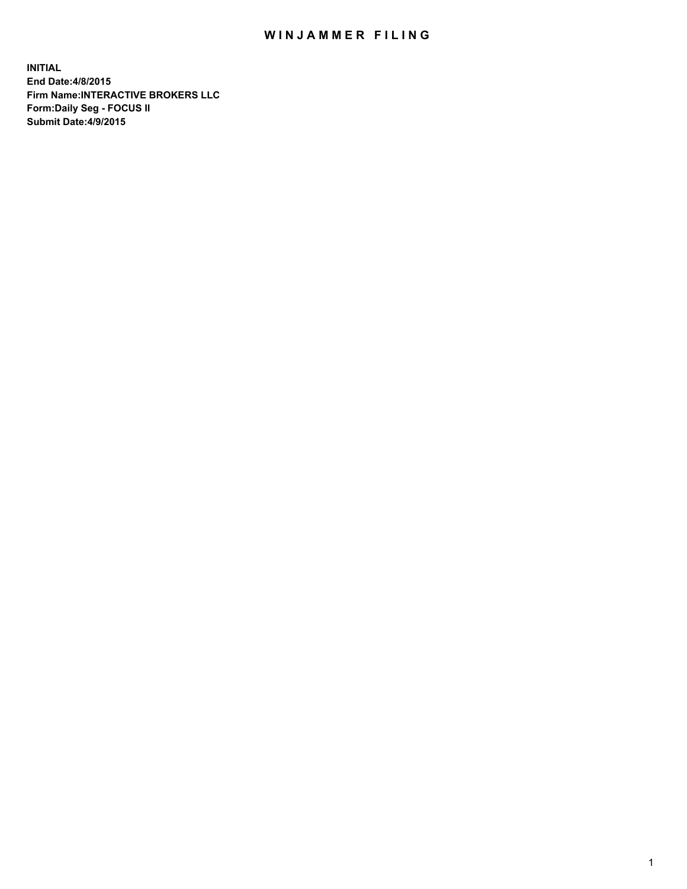# WINJAMMER FILING

**INITIAL**
**End Date:4/8/2015**
**Firm Name:INTERACTIVE BROKERS LLC**
**Form:Daily Seg - FOCUS II**
**Submit Date:4/9/2015**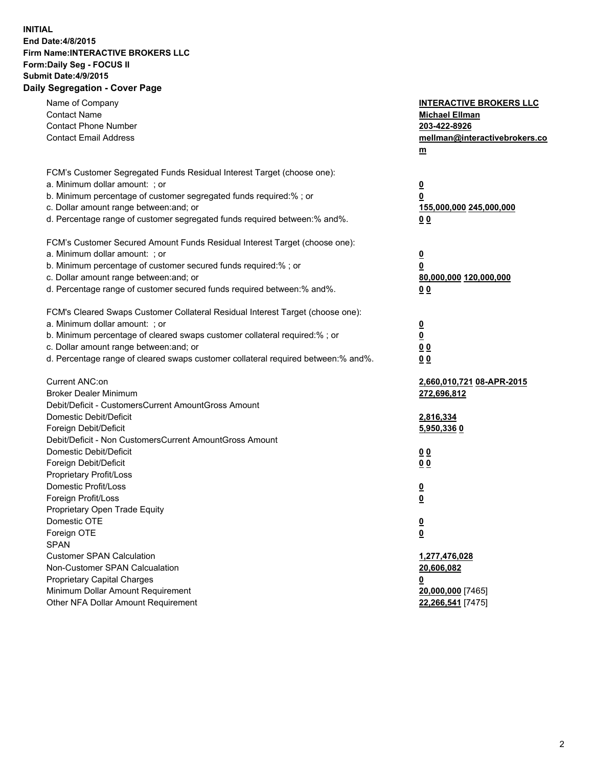**INITIAL**
**End Date:4/8/2015**
**Firm Name:INTERACTIVE BROKERS LLC**
**Form:Daily Seg - FOCUS II**
**Submit Date:4/9/2015**

## Daily Segregation - Cover Page

| | |
|---|---|
| Name of Company | **INTERACTIVE BROKERS LLC** |
| Contact Name | **Michael Ellman** |
| Contact Phone Number | **203-422-8926** |
| Contact Email Address | **mellman@interactivebrokers.com** |
| FCM's Customer Segregated Funds Residual Interest Target (choose one): | |
| a. Minimum dollar amount: ; or | **0** |
| b. Minimum percentage of customer segregated funds required:% ; or | **0** |
| c. Dollar amount range between:and; or | **155,000,000 245,000,000** |
| d. Percentage range of customer segregated funds required between:% and%. | **0 0** |
| FCM's Customer Secured Amount Funds Residual Interest Target (choose one): | |
| a. Minimum dollar amount: ; or | **0** |
| b. Minimum percentage of customer secured funds required:% ; or | **0** |
| c. Dollar amount range between:and; or | **80,000,000 120,000,000** |
| d. Percentage range of customer secured funds required between:% and%. | **0 0** |
| FCM's Cleared Swaps Customer Collateral Residual Interest Target (choose one): | |
| a. Minimum dollar amount: ; or | **0** |
| b. Minimum percentage of cleared swaps customer collateral required:% ; or | **0** |
| c. Dollar amount range between:and; or | **0 0** |
| d. Percentage range of cleared swaps customer collateral required between:% and%. | **0 0** |
| Current ANC:on | **2,660,010,721 08-APR-2015** |
| Broker Dealer Minimum | **272,696,812** |
| Debit/Deficit - CustomersCurrent AmountGross Amount | |
| Domestic Debit/Deficit | **2,816,334** |
| Foreign Debit/Deficit | **5,950,336 0** |
| Debit/Deficit - Non CustomersCurrent AmountGross Amount | |
| Domestic Debit/Deficit | **0 0** |
| Foreign Debit/Deficit | **0 0** |
| Proprietary Profit/Loss | |
| Domestic Profit/Loss | **0** |
| Foreign Profit/Loss | **0** |
| Proprietary Open Trade Equity | |
| Domestic OTE | **0** |
| Foreign OTE | **0** |
| SPAN | |
| Customer SPAN Calculation | **1,277,476,028** |
| Non-Customer SPAN Calcualation | **20,606,082** |
| Proprietary Capital Charges | **0** |
| Minimum Dollar Amount Requirement | **20,000,000** [7465] |
| Other NFA Dollar Amount Requirement | **22,266,541** [7475] |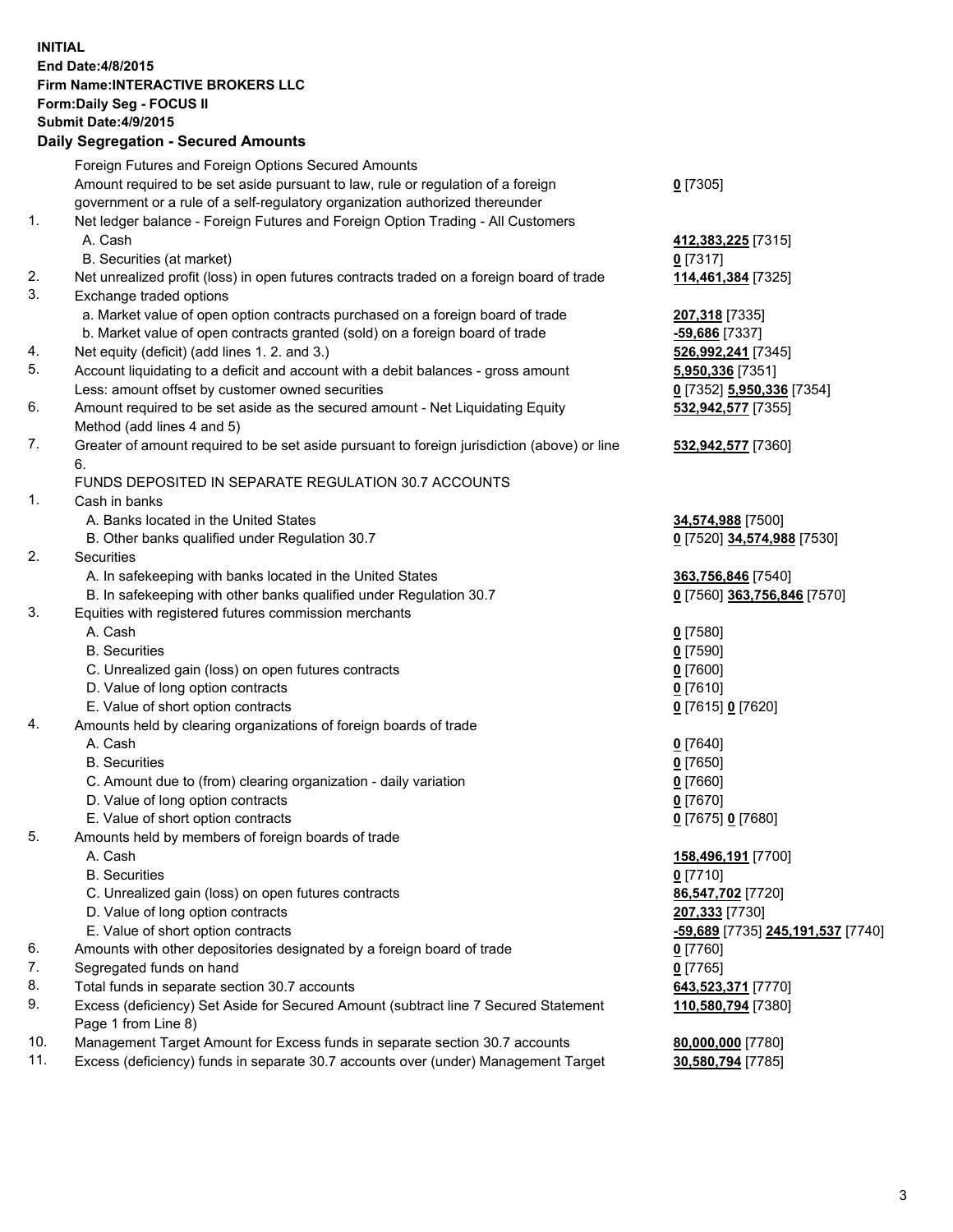**INITIAL**
**End Date:4/8/2015**
**Firm Name:INTERACTIVE BROKERS LLC**
**Form:Daily Seg - FOCUS II**
**Submit Date:4/9/2015**
**Daily Segregation - Secured Amounts**

| | | |
|---|---|---|
| | Foreign Futures and Foreign Options Secured Amounts | |
| | Amount required to be set aside pursuant to law, rule or regulation of a foreign government or a rule of a self-regulatory organization authorized thereunder | **0** [7305] |
| 1. | Net ledger balance - Foreign Futures and Foreign Option Trading - All Customers | |
| | A. Cash | **412,383,225** [7315] |
| | B. Securities (at market) | **0** [7317] |
| 2. | Net unrealized profit (loss) in open futures contracts traded on a foreign board of trade | **114,461,384** [7325] |
| 3. | Exchange traded options | |
| | a. Market value of open option contracts purchased on a foreign board of trade | **207,318** [7335] |
| | b. Market value of open contracts granted (sold) on a foreign board of trade | **-59,686** [7337] |
| 4. | Net equity (deficit) (add lines 1. 2. and 3.) | **526,992,241** [7345] |
| 5. | Account liquidating to a deficit and account with a debit balances - gross amount | **5,950,336** [7351] |
| | Less: amount offset by customer owned securities | **0** [7352] **5,950,336** [7354] |
| 6. | Amount required to be set aside as the secured amount - Net Liquidating Equity Method (add lines 4 and 5) | **532,942,577** [7355] |
| 7. | Greater of amount required to be set aside pursuant to foreign jurisdiction (above) or line 6. | **532,942,577** [7360] |
| | FUNDS DEPOSITED IN SEPARATE REGULATION 30.7 ACCOUNTS | |
| 1. | Cash in banks | |
| | A. Banks located in the United States | **34,574,988** [7500] |
| | B. Other banks qualified under Regulation 30.7 | **0** [7520] **34,574,988** [7530] |
| 2. | Securities | |
| | A. In safekeeping with banks located in the United States | **363,756,846** [7540] |
| | B. In safekeeping with other banks qualified under Regulation 30.7 | **0** [7560] **363,756,846** [7570] |
| 3. | Equities with registered futures commission merchants | |
| | A. Cash | **0** [7580] |
| | B. Securities | **0** [7590] |
| | C. Unrealized gain (loss) on open futures contracts | **0** [7600] |
| | D. Value of long option contracts | **0** [7610] |
| | E. Value of short option contracts | **0** [7615] **0** [7620] |
| 4. | Amounts held by clearing organizations of foreign boards of trade | |
| | A. Cash | **0** [7640] |
| | B. Securities | **0** [7650] |
| | C. Amount due to (from) clearing organization - daily variation | **0** [7660] |
| | D. Value of long option contracts | **0** [7670] |
| | E. Value of short option contracts | **0** [7675] **0** [7680] |
| 5. | Amounts held by members of foreign boards of trade | |
| | A. Cash | **158,496,191** [7700] |
| | B. Securities | **0** [7710] |
| | C. Unrealized gain (loss) on open futures contracts | **86,547,702** [7720] |
| | D. Value of long option contracts | **207,333** [7730] |
| | E. Value of short option contracts | **-59,689** [7735] **245,191,537** [7740] |
| 6. | Amounts with other depositories designated by a foreign board of trade | **0** [7760] |
| 7. | Segregated funds on hand | **0** [7765] |
| 8. | Total funds in separate section 30.7 accounts | **643,523,371** [7770] |
| 9. | Excess (deficiency) Set Aside for Secured Amount (subtract line 7 Secured Statement Page 1 from Line 8) | **110,580,794** [7380] |
| 10. | Management Target Amount for Excess funds in separate section 30.7 accounts | **80,000,000** [7780] |
| 11. | Excess (deficiency) funds in separate 30.7 accounts over (under) Management Target | **30,580,794** [7785] |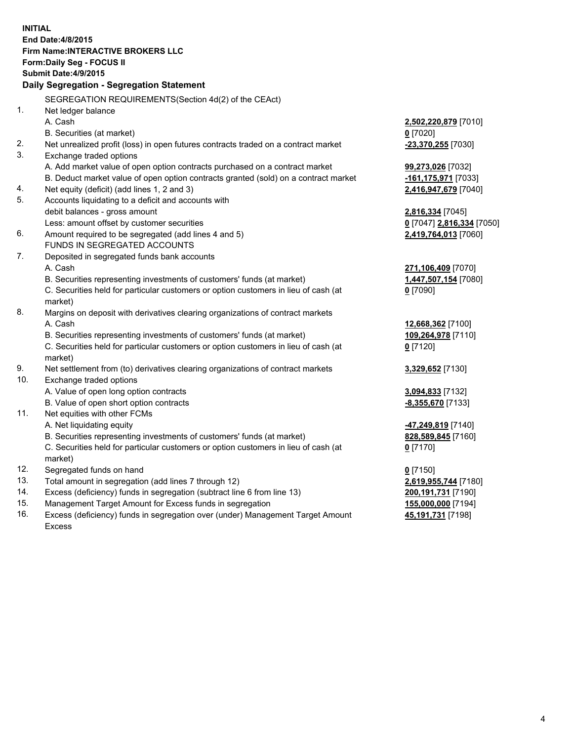**INITIAL**
**End Date:4/8/2015**
**Firm Name:INTERACTIVE BROKERS LLC**
**Form:Daily Seg - FOCUS II**
**Submit Date:4/9/2015**

**Daily Segregation - Segregation Statement**

SEGREGATION REQUIREMENTS(Section 4d(2) of the CEAct)

| | | |
|---|---|---|
| 1. | Net ledger balance | |
| | A. Cash | **2,502,220,879** [7010] |
| | B. Securities (at market) | **0** [7020] |
| 2. | Net unrealized profit (loss) in open futures contracts traded on a contract market | **-23,370,255** [7030] |
| 3. | Exchange traded options | |
| | A. Add market value of open option contracts purchased on a contract market | **99,273,026** [7032] |
| | B. Deduct market value of open option contracts granted (sold) on a contract market | **-161,175,971** [7033] |
| 4. | Net equity (deficit) (add lines 1, 2 and 3) | **2,416,947,679** [7040] |
| 5. | Accounts liquidating to a deficit and accounts with debit balances - gross amount | **2,816,334** [7045] |
| | Less: amount offset by customer securities | **0** [7047] **2,816,334** [7050] |
| 6. | Amount required to be segregated (add lines 4 and 5) | **2,419,764,013** [7060] |
| | FUNDS IN SEGREGATED ACCOUNTS | |
| 7. | Deposited in segregated funds bank accounts | |
| | A. Cash | **271,106,409** [7070] |
| | B. Securities representing investments of customers' funds (at market) | **1,447,507,154** [7080] |
| | C. Securities held for particular customers or option customers in lieu of cash (at market) | **0** [7090] |
| 8. | Margins on deposit with derivatives clearing organizations of contract markets | |
| | A. Cash | **12,668,362** [7100] |
| | B. Securities representing investments of customers' funds (at market) | **109,264,978** [7110] |
| | C. Securities held for particular customers or option customers in lieu of cash (at market) | **0** [7120] |
| 9. | Net settlement from (to) derivatives clearing organizations of contract markets | **3,329,652** [7130] |
| 10. | Exchange traded options | |
| | A. Value of open long option contracts | **3,094,833** [7132] |
| | B. Value of open short option contracts | **-8,355,670** [7133] |
| 11. | Net equities with other FCMs | |
| | A. Net liquidating equity | **-47,249,819** [7140] |
| | B. Securities representing investments of customers' funds (at market) | **828,589,845** [7160] |
| | C. Securities held for particular customers or option customers in lieu of cash (at market) | **0** [7170] |
| 12. | Segregated funds on hand | **0** [7150] |
| 13. | Total amount in segregation (add lines 7 through 12) | **2,619,955,744** [7180] |
| 14. | Excess (deficiency) funds in segregation (subtract line 6 from line 13) | **200,191,731** [7190] |
| 15. | Management Target Amount for Excess funds in segregation | **155,000,000** [7194] |
| 16. | Excess (deficiency) funds in segregation over (under) Management Target Amount Excess | **45,191,731** [7198] |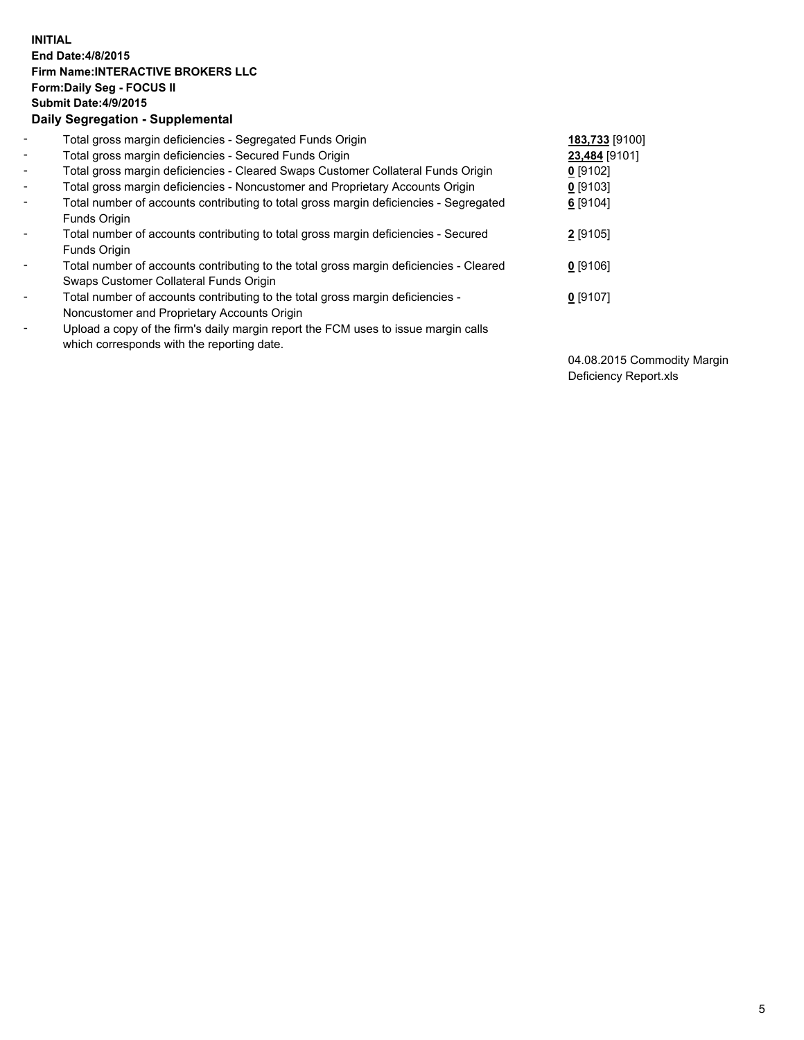**INITIAL**
**End Date:4/8/2015**
**Firm Name:INTERACTIVE BROKERS LLC**
**Form:Daily Seg - FOCUS II**
**Submit Date:4/9/2015**

**Daily Segregation - Supplemental**

| | | |
|---|---|---|
| - | Total gross margin deficiencies - Segregated Funds Origin | **183,733** [9100] |
| - | Total gross margin deficiencies - Secured Funds Origin | **23,484** [9101] |
| - | Total gross margin deficiencies - Cleared Swaps Customer Collateral Funds Origin | **0** [9102] |
| - | Total gross margin deficiencies - Noncustomer and Proprietary Accounts Origin | **0** [9103] |
| - | Total number of accounts contributing to total gross margin deficiencies - Segregated Funds Origin | **6** [9104] |
| - | Total number of accounts contributing to total gross margin deficiencies - Secured Funds Origin | **2** [9105] |
| - | Total number of accounts contributing to the total gross margin deficiencies - Cleared Swaps Customer Collateral Funds Origin | **0** [9106] |
| - | Total number of accounts contributing to the total gross margin deficiencies - Noncustomer and Proprietary Accounts Origin | **0** [9107] |
| - | Upload a copy of the firm's daily margin report the FCM uses to issue margin calls which corresponds with the reporting date. | 04.08.2015 Commodity Margin Deficiency Report.xls |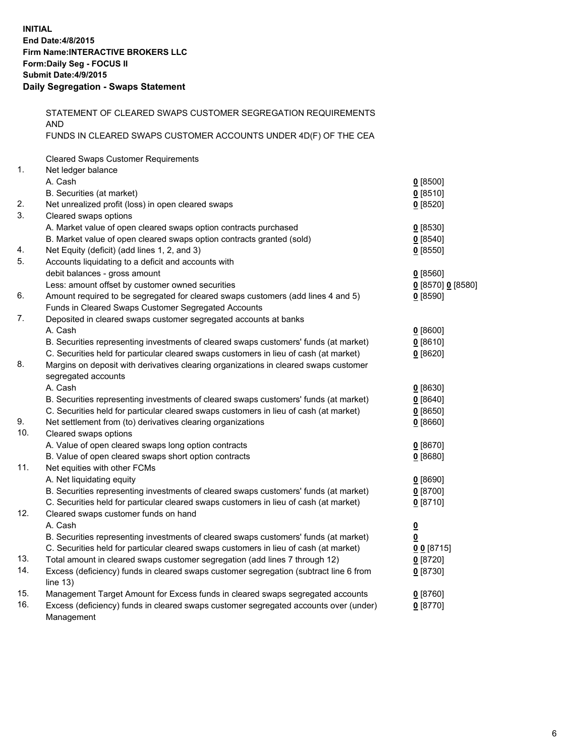**INITIAL**
**End Date:4/8/2015**
**Firm Name:INTERACTIVE BROKERS LLC**
**Form:Daily Seg - FOCUS II**
**Submit Date:4/9/2015**
**Daily Segregation - Swaps Statement**

STATEMENT OF CLEARED SWAPS CUSTOMER SEGREGATION REQUIREMENTS
AND
FUNDS IN CLEARED SWAPS CUSTOMER ACCOUNTS UNDER 4D(F) OF THE CEA

| | | |
|---|---|---|
| | Cleared Swaps Customer Requirements | |
| 1. | Net ledger balance | |
| | A. Cash | 0 [8500] |
| | B. Securities (at market) | 0 [8510] |
| 2. | Net unrealized profit (loss) in open cleared swaps | 0 [8520] |
| 3. | Cleared swaps options | |
| | A. Market value of open cleared swaps option contracts purchased | 0 [8530] |
| | B. Market value of open cleared swaps option contracts granted (sold) | 0 [8540] |
| 4. | Net Equity (deficit) (add lines 1, 2, and 3) | 0 [8550] |
| 5. | Accounts liquidating to a deficit and accounts with | |
| | debit balances - gross amount | 0 [8560] |
| | Less: amount offset by customer owned securities | 0 [8570] 0 [8580] |
| 6. | Amount required to be segregated for cleared swaps customers (add lines 4 and 5) | 0 [8590] |
| | Funds in Cleared Swaps Customer Segregated Accounts | |
| 7. | Deposited in cleared swaps customer segregated accounts at banks | |
| | A. Cash | 0 [8600] |
| | B. Securities representing investments of cleared swaps customers' funds (at market) | 0 [8610] |
| | C. Securities held for particular cleared swaps customers in lieu of cash (at market) | 0 [8620] |
| 8. | Margins on deposit with derivatives clearing organizations in cleared swaps customer segregated accounts | |
| | A. Cash | 0 [8630] |
| | B. Securities representing investments of cleared swaps customers' funds (at market) | 0 [8640] |
| | C. Securities held for particular cleared swaps customers in lieu of cash (at market) | 0 [8650] |
| 9. | Net settlement from (to) derivatives clearing organizations | 0 [8660] |
| 10. | Cleared swaps options | |
| | A. Value of open cleared swaps long option contracts | 0 [8670] |
| | B. Value of open cleared swaps short option contracts | 0 [8680] |
| 11. | Net equities with other FCMs | |
| | A. Net liquidating equity | 0 [8690] |
| | B. Securities representing investments of cleared swaps customers' funds (at market) | 0 [8700] |
| | C. Securities held for particular cleared swaps customers in lieu of cash (at market) | 0 [8710] |
| 12. | Cleared swaps customer funds on hand | |
| | A. Cash | 0 |
| | B. Securities representing investments of cleared swaps customers' funds (at market) | 0 |
| | C. Securities held for particular cleared swaps customers in lieu of cash (at market) | 0 0 [8715] |
| 13. | Total amount in cleared swaps customer segregation (add lines 7 through 12) | 0 [8720] |
| 14. | Excess (deficiency) funds in cleared swaps customer segregation (subtract line 6 from line 13) | 0 [8730] |
| 15. | Management Target Amount for Excess funds in cleared swaps segregated accounts | 0 [8760] |
| 16. | Excess (deficiency) funds in cleared swaps customer segregated accounts over (under) Management | 0 [8770] |